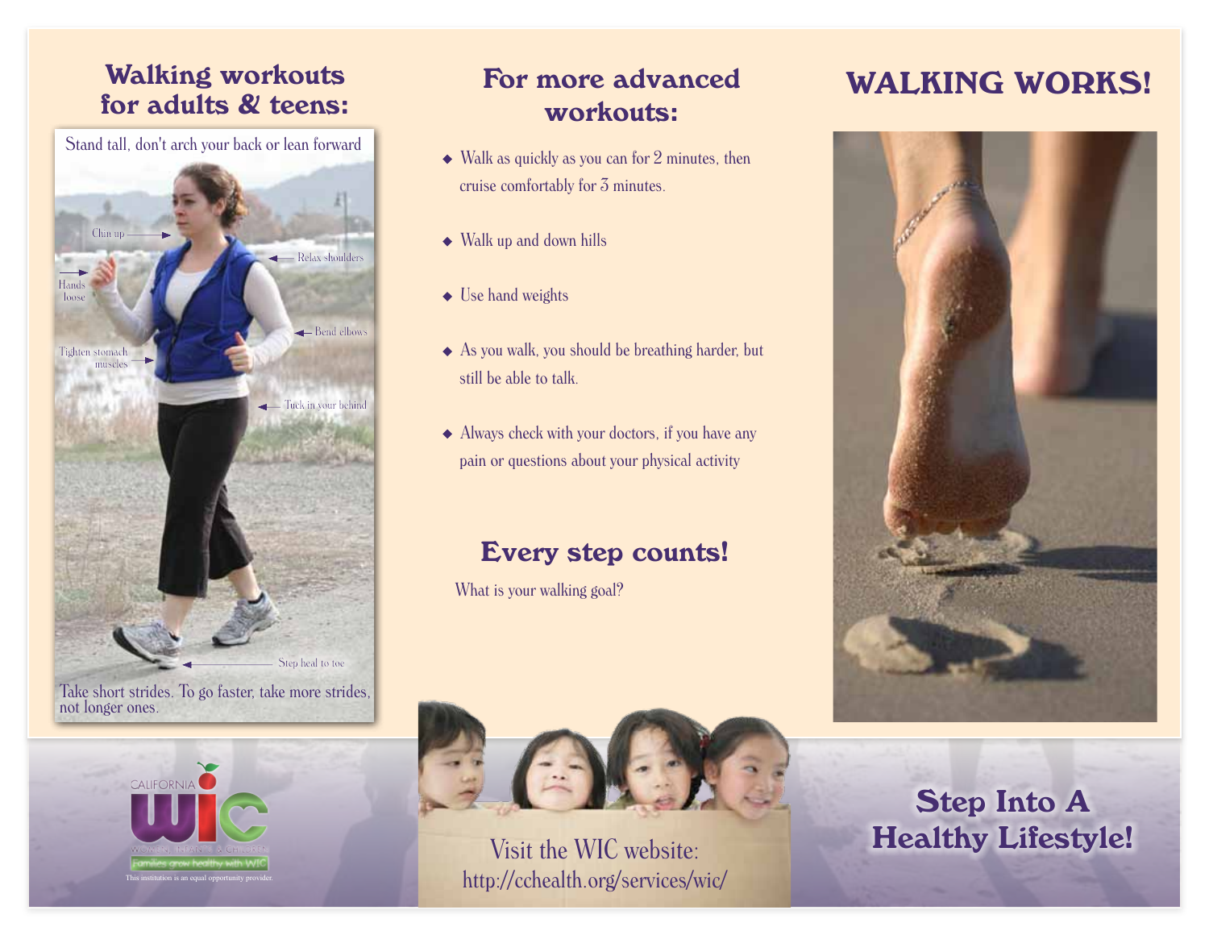## Walking workouts for adults & teens:

Stand tall, don't arch your back or lean forward

Chin up

Relax shoulders

Hands loose

Bend elbows

Tighten stomach muscles

Tuck in your behind

Step heal to toe

Take short strides. To go faster, take more strides, not longer ones.

## For more advanced workouts:

- Walk as quickly as you can for 2 minutes, then cruise comfortably for 3 minutes.
- Walk up and down hills
- Use hand weights
- As you walk, you should be breathing harder, but still be able to talk.
- Always check with your doctors, if you have any pain or questions about your physical activity

## Every step counts!

What is your walking goal?

# WALKING WORKS!

CALIFORNIA WIC

WOMEN, INFANTS & CHILDREN

Families grow healthy with WIC

This institution is an equal opportunity provider.

Visit the WIC website:
http://cchealth.org/services/wic/

## Step Into A Healthy Lifestyle!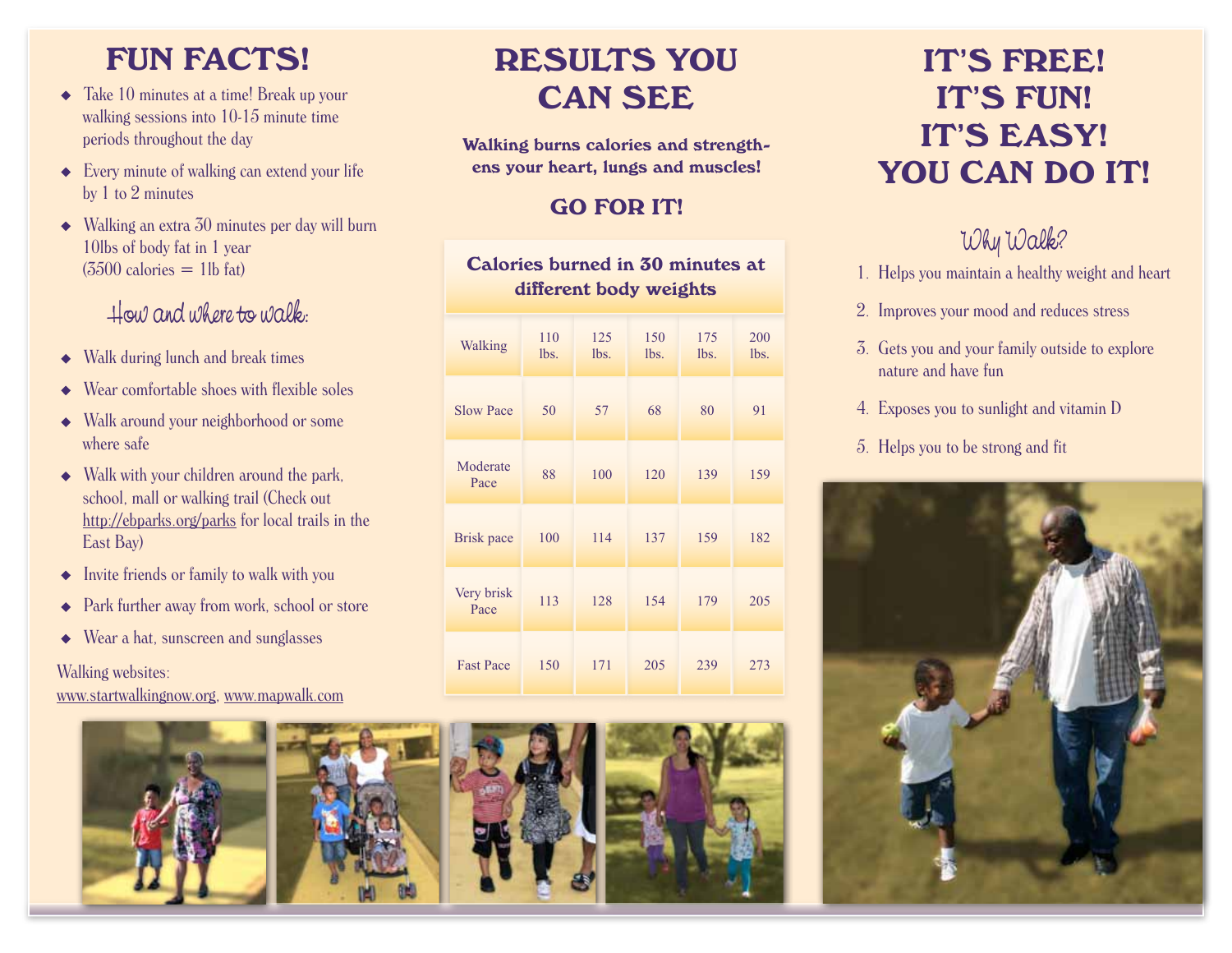# FUN FACTS!

- Take 10 minutes at a time! Break up your walking sessions into 10-15 minute time periods throughout the day
- Every minute of walking can extend your life by 1 to 2 minutes
- Walking an extra 30 minutes per day will burn 10lbs of body fat in 1 year (3500 calories = 1lb fat)

## How and where to walk:

- Walk during lunch and break times
- Wear comfortable shoes with flexible soles
- Walk around your neighborhood or some where safe
- Walk with your children around the park, school, mall or walking trail (Check out http://ebparks.org/parks for local trails in the East Bay)
- Invite friends or family to walk with you
- Park further away from work, school or store
- Wear a hat, sunscreen and sunglasses

Walking websites:
www.startwalkingnow.org, www.mapwalk.com

# RESULTS YOU CAN SEE

**Walking burns calories and strengthens your heart, lungs and muscles!**

## GO FOR IT!

**Calories burned in 30 minutes at different body weights**

| Walking | 110 lbs. | 125 lbs. | 150 lbs. | 175 lbs. | 200 lbs. |
|---|---|---|---|---|---|
| Slow Pace | 50 | 57 | 68 | 80 | 91 |
| Moderate Pace | 88 | 100 | 120 | 139 | 159 |
| Brisk pace | 100 | 114 | 137 | 159 | 182 |
| Very brisk Pace | 113 | 128 | 154 | 179 | 205 |
| Fast Pace | 150 | 171 | 205 | 239 | 273 |

# IT'S FREE! IT'S FUN! IT'S EASY! YOU CAN DO IT!

## Why Walk?

1. Helps you maintain a healthy weight and heart
2. Improves your mood and reduces stress
3. Gets you and your family outside to explore nature and have fun
4. Exposes you to sunlight and vitamin D
5. Helps you to be strong and fit